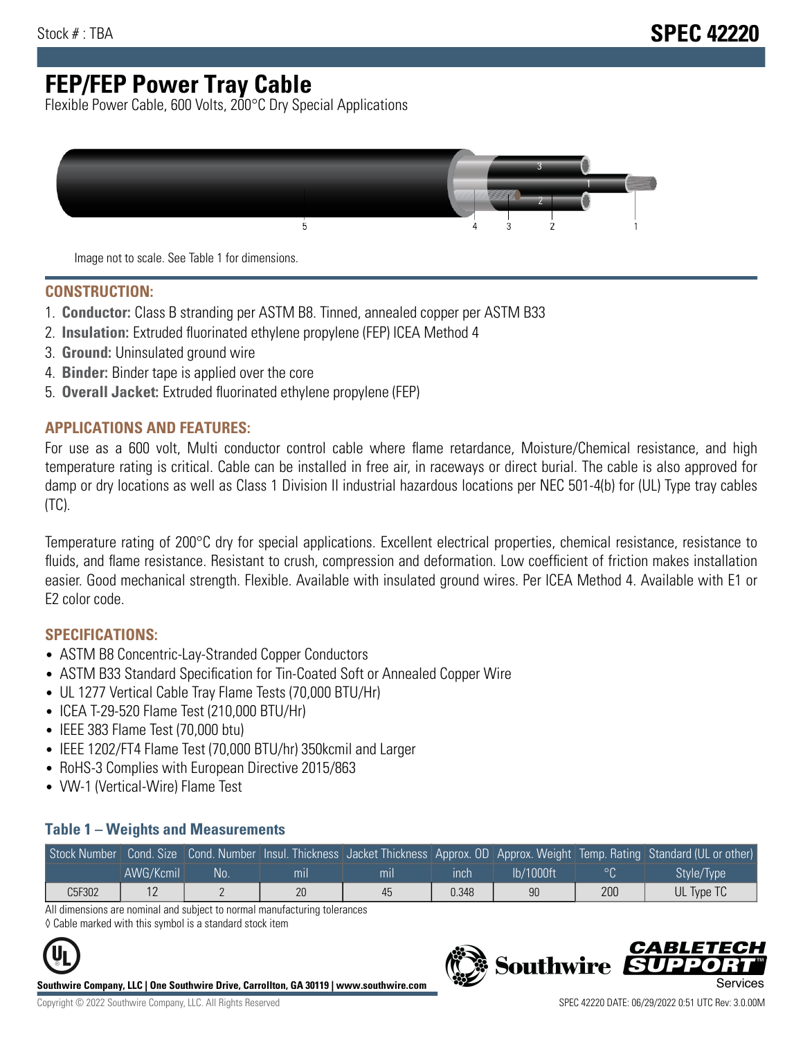# FEP/FEP Power Tray Cable

Flexible Power Cable, 600 Volts, 200°C Dry Special Applications

Image not to scale. See Table 1 for dimensions.

## CONSTRUCTION:

1. **Conductor:** Class B stranding per ASTM B8. Tinned, annealed copper per ASTM B33
2. **Insulation:** Extruded fluorinated ethylene propylene (FEP) ICEA Method 4
3. **Ground:** Uninsulated ground wire
4. **Binder:** Binder tape is applied over the core
5. **Overall Jacket:** Extruded fluorinated ethylene propylene (FEP)

## APPLICATIONS AND FEATURES:

For use as a 600 volt, Multi conductor control cable where flame retardance, Moisture/Chemical resistance, and high temperature rating is critical. Cable can be installed in free air, in raceways or direct burial. The cable is also approved for damp or dry locations as well as Class 1 Division II industrial hazardous locations per NEC 501-4(b) for (UL) Type tray cables (TC).

Temperature rating of 200°C dry for special applications. Excellent electrical properties, chemical resistance, resistance to fluids, and flame resistance. Resistant to crush, compression and deformation. Low coefficient of friction makes installation easier. Good mechanical strength. Flexible. Available with insulated ground wires. Per ICEA Method 4. Available with E1 or E2 color code.

## SPECIFICATIONS:

- ASTM B8 Concentric-Lay-Stranded Copper Conductors
- ASTM B33 Standard Specification for Tin-Coated Soft or Annealed Copper Wire
- UL 1277 Vertical Cable Tray Flame Tests (70,000 BTU/Hr)
- ICEA T-29-520 Flame Test (210,000 BTU/Hr)
- IEEE 383 Flame Test (70,000 btu)
- IEEE 1202/FT4 Flame Test (70,000 BTU/hr) 350kcmil and Larger
- RoHS-3 Complies with European Directive 2015/863
- VW-1 (Vertical-Wire) Flame Test

### Table 1 – Weights and Measurements

| Stock Number | Cond. Size | Cond. Number | Insul. Thickness | Jacket Thickness | Approx. OD | Approx. Weight | Temp. Rating | Standard (UL or other) |
|---|---|---|---|---|---|---|---|---|
| | AWG/Kcmil | No. | mil | mil | inch | lb/1000ft | °C | Style/Type |
| C5F302 | 12 | 2 | 20 | 45 | 0.348 | 90 | 200 | UL Type TC |

All dimensions are nominal and subject to normal manufacturing tolerances

◊ Cable marked with this symbol is a standard stock item

**Southwire Company, LLC | One Southwire Drive, Carrollton, GA 30119 | www.southwire.com**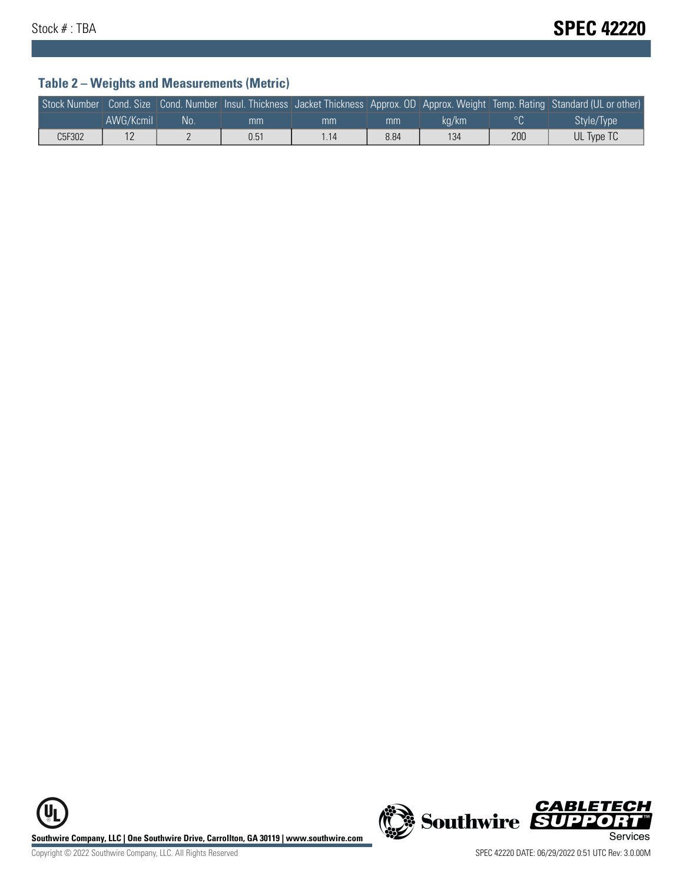### Table 2 – Weights and Measurements (Metric)

| Stock Number | Cond. Size | Cond. Number | Insul. Thickness | Jacket Thickness | Approx. OD | Approx. Weight | Temp. Rating | Standard (UL or other) |
|---|---|---|---|---|---|---|---|---|
| | AWG/Kcmil | No. | mm | mm | mm | kg/km | °C | Style/Type |
| C5F302 | 12 | 2 | 0.51 | 1.14 | 8.84 | 134 | 200 | UL Type TC |